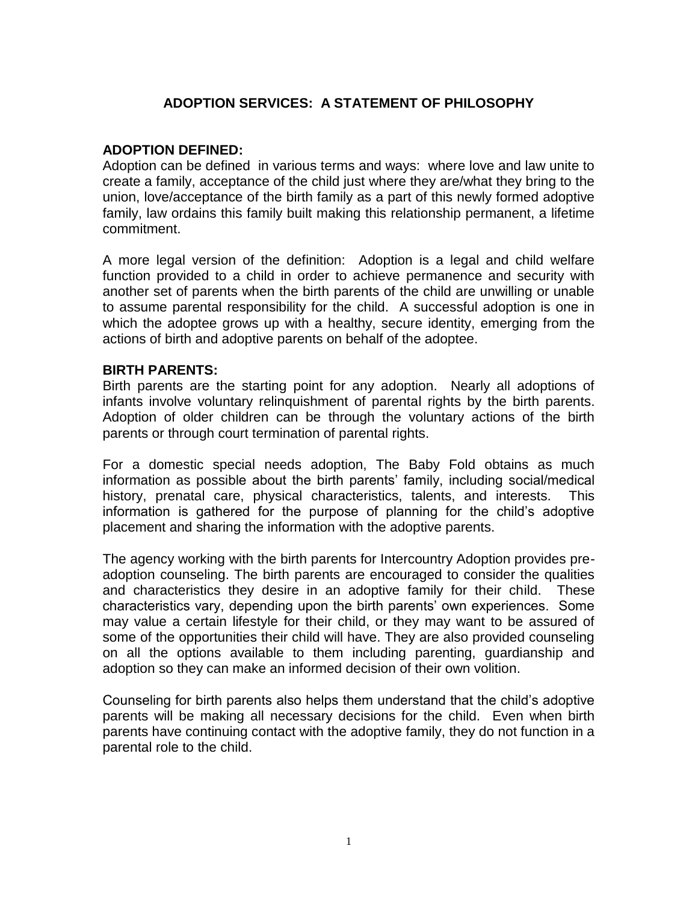# ADOPTION SERVICES: A STATEMENT OF PHILOSOPHY

## ADOPTION DEFINED:

Adoption can be defined in various terms and ways: where love and law unite to create a family, acceptance of the child just where they are/what they bring to the union, love/acceptance of the birth family as a part of this newly formed adoptive family, law ordains this family built making this relationship permanent, a lifetime commitment.

A more legal version of the definition: Adoption is a legal and child welfare function provided to a child in order to achieve permanence and security with another set of parents when the birth parents of the child are unwilling or unable to assume parental responsibility for the child. A successful adoption is one in which the adoptee grows up with a healthy, secure identity, emerging from the actions of birth and adoptive parents on behalf of the adoptee.

## BIRTH PARENTS:

Birth parents are the starting point for any adoption. Nearly all adoptions of infants involve voluntary relinquishment of parental rights by the birth parents. Adoption of older children can be through the voluntary actions of the birth parents or through court termination of parental rights.

For a domestic special needs adoption, The Baby Fold obtains as much information as possible about the birth parents' family, including social/medical history, prenatal care, physical characteristics, talents, and interests. This information is gathered for the purpose of planning for the child's adoptive placement and sharing the information with the adoptive parents.

The agency working with the birth parents for Intercountry Adoption provides pre-adoption counseling. The birth parents are encouraged to consider the qualities and characteristics they desire in an adoptive family for their child. These characteristics vary, depending upon the birth parents' own experiences. Some may value a certain lifestyle for their child, or they may want to be assured of some of the opportunities their child will have. They are also provided counseling on all the options available to them including parenting, guardianship and adoption so they can make an informed decision of their own volition.

Counseling for birth parents also helps them understand that the child's adoptive parents will be making all necessary decisions for the child. Even when birth parents have continuing contact with the adoptive family, they do not function in a parental role to the child.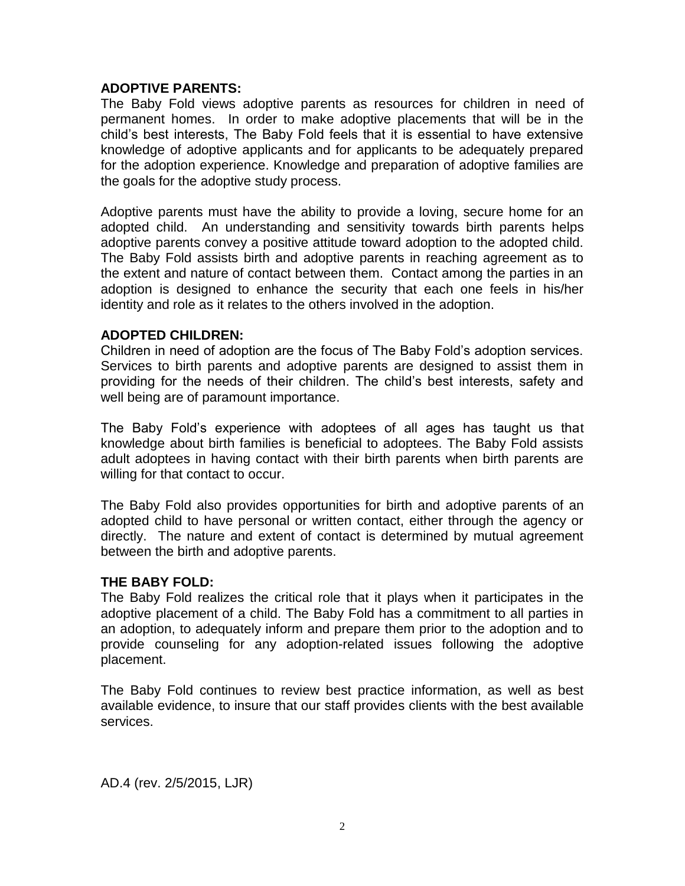**ADOPTIVE PARENTS:**

The Baby Fold views adoptive parents as resources for children in need of permanent homes. In order to make adoptive placements that will be in the child's best interests, The Baby Fold feels that it is essential to have extensive knowledge of adoptive applicants and for applicants to be adequately prepared for the adoption experience. Knowledge and preparation of adoptive families are the goals for the adoptive study process.

Adoptive parents must have the ability to provide a loving, secure home for an adopted child. An understanding and sensitivity towards birth parents helps adoptive parents convey a positive attitude toward adoption to the adopted child. The Baby Fold assists birth and adoptive parents in reaching agreement as to the extent and nature of contact between them. Contact among the parties in an adoption is designed to enhance the security that each one feels in his/her identity and role as it relates to the others involved in the adoption.

**ADOPTED CHILDREN:**

Children in need of adoption are the focus of The Baby Fold's adoption services. Services to birth parents and adoptive parents are designed to assist them in providing for the needs of their children. The child's best interests, safety and well being are of paramount importance.

The Baby Fold's experience with adoptees of all ages has taught us that knowledge about birth families is beneficial to adoptees. The Baby Fold assists adult adoptees in having contact with their birth parents when birth parents are willing for that contact to occur.

The Baby Fold also provides opportunities for birth and adoptive parents of an adopted child to have personal or written contact, either through the agency or directly. The nature and extent of contact is determined by mutual agreement between the birth and adoptive parents.

**THE BABY FOLD:**

The Baby Fold realizes the critical role that it plays when it participates in the adoptive placement of a child. The Baby Fold has a commitment to all parties in an adoption, to adequately inform and prepare them prior to the adoption and to provide counseling for any adoption-related issues following the adoptive placement.

The Baby Fold continues to review best practice information, as well as best available evidence, to insure that our staff provides clients with the best available services.

AD.4 (rev. 2/5/2015, LJR)